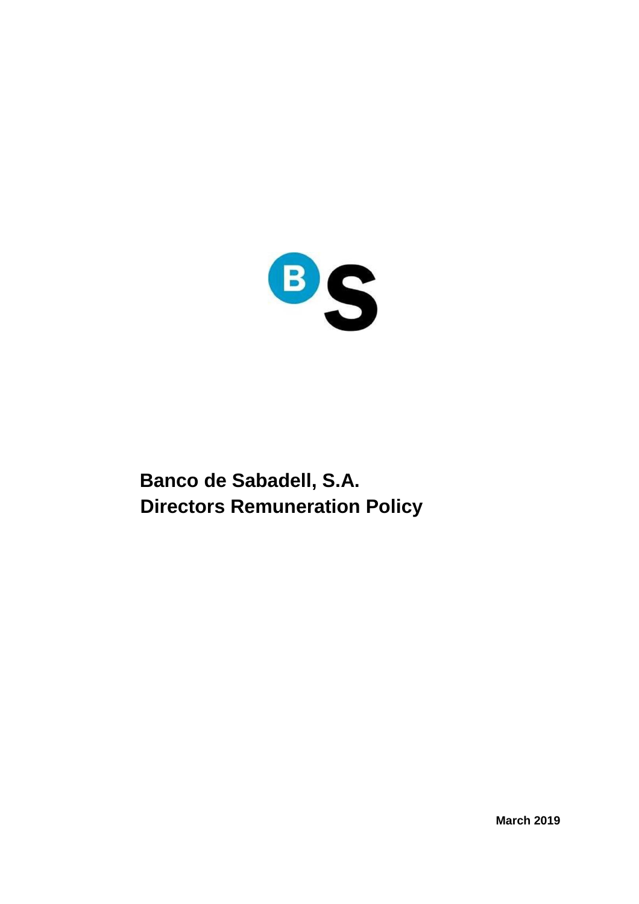# Banco de Sabadell, S.A.

# Directors Remuneration Policy

March 2019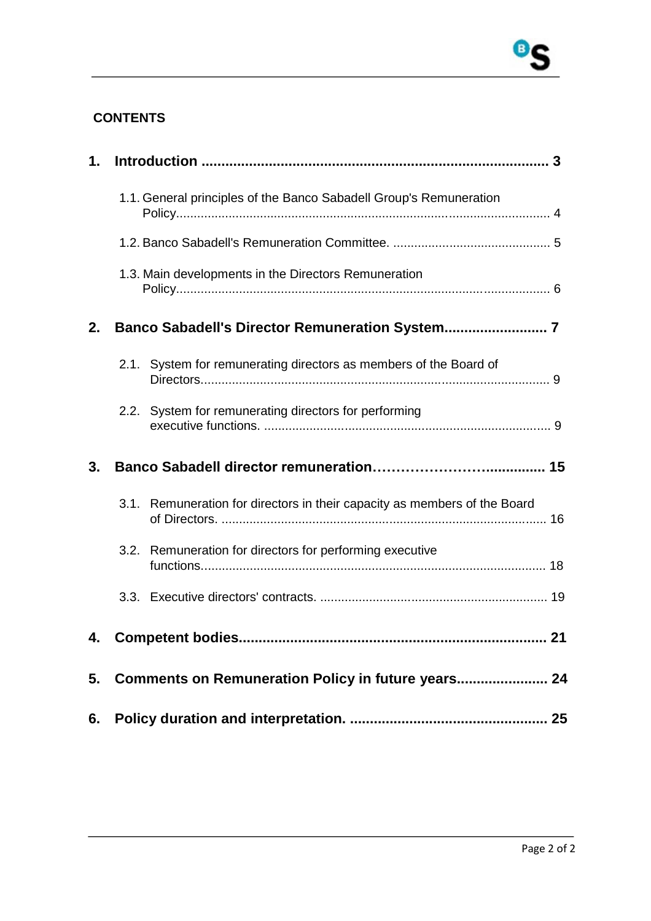**CONTENTS**

**1. Introduction ........................................................................................ 3**

1.1. General principles of the Banco Sabadell Group's Remuneration Policy........................................................................................................ 4

1.2. Banco Sabadell's Remuneration Committee. ............................................ 5

1.3. Main developments in the Directors Remuneration Policy........................................................................................................ 6

**2. Banco Sabadell's Director Remuneration System.......................... 7**

2.1. System for remunerating directors as members of the Board of Directors.................................................................................................... 9

2.2. System for remunerating directors for performing executive functions. ................................................................................. 9

**3. Banco Sabadell director remuneration…………………….............. 15**

3.1. Remuneration for directors in their capacity as members of the Board of Directors. ............................................................................................ 16

3.2. Remuneration for directors for performing executive functions.................................................................................................. 18

3.3. Executive directors' contracts. ................................................................ 19

**4. Competent bodies............................................................................ 21**

**5. Comments on Remuneration Policy in future years...................... 24**

**6. Policy duration and interpretation. ................................................. 25**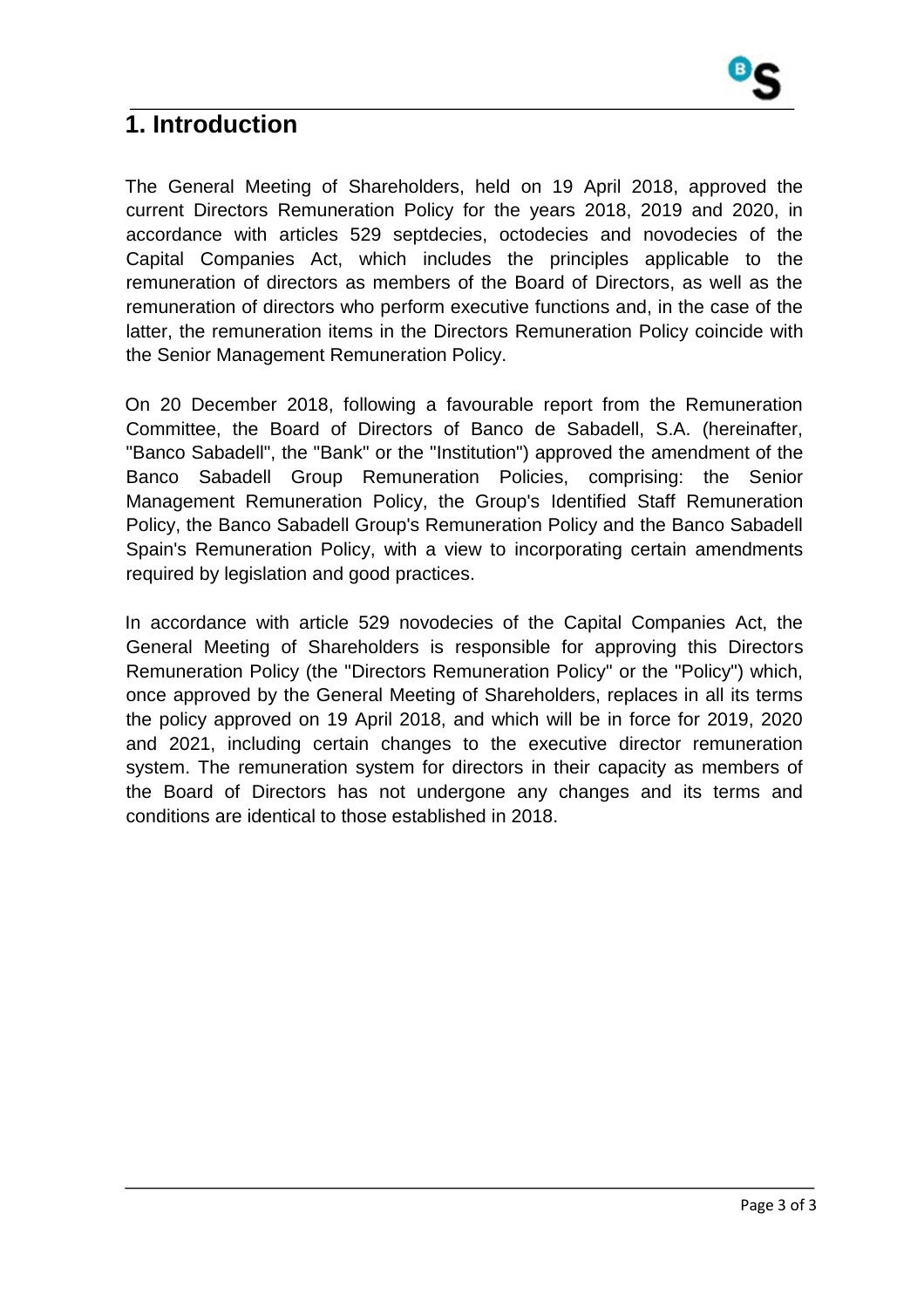# 1. Introduction

The General Meeting of Shareholders, held on 19 April 2018, approved the current Directors Remuneration Policy for the years 2018, 2019 and 2020, in accordance with articles 529 septdecies, octodecies and novodecies of the Capital Companies Act, which includes the principles applicable to the remuneration of directors as members of the Board of Directors, as well as the remuneration of directors who perform executive functions and, in the case of the latter, the remuneration items in the Directors Remuneration Policy coincide with the Senior Management Remuneration Policy.

On 20 December 2018, following a favourable report from the Remuneration Committee, the Board of Directors of Banco de Sabadell, S.A. (hereinafter, "Banco Sabadell", the "Bank" or the "Institution") approved the amendment of the Banco Sabadell Group Remuneration Policies, comprising: the Senior Management Remuneration Policy, the Group's Identified Staff Remuneration Policy, the Banco Sabadell Group's Remuneration Policy and the Banco Sabadell Spain's Remuneration Policy, with a view to incorporating certain amendments required by legislation and good practices.

In accordance with article 529 novodecies of the Capital Companies Act, the General Meeting of Shareholders is responsible for approving this Directors Remuneration Policy (the "Directors Remuneration Policy" or the "Policy") which, once approved by the General Meeting of Shareholders, replaces in all its terms the policy approved on 19 April 2018, and which will be in force for 2019, 2020 and 2021, including certain changes to the executive director remuneration system. The remuneration system for directors in their capacity as members of the Board of Directors has not undergone any changes and its terms and conditions are identical to those established in 2018.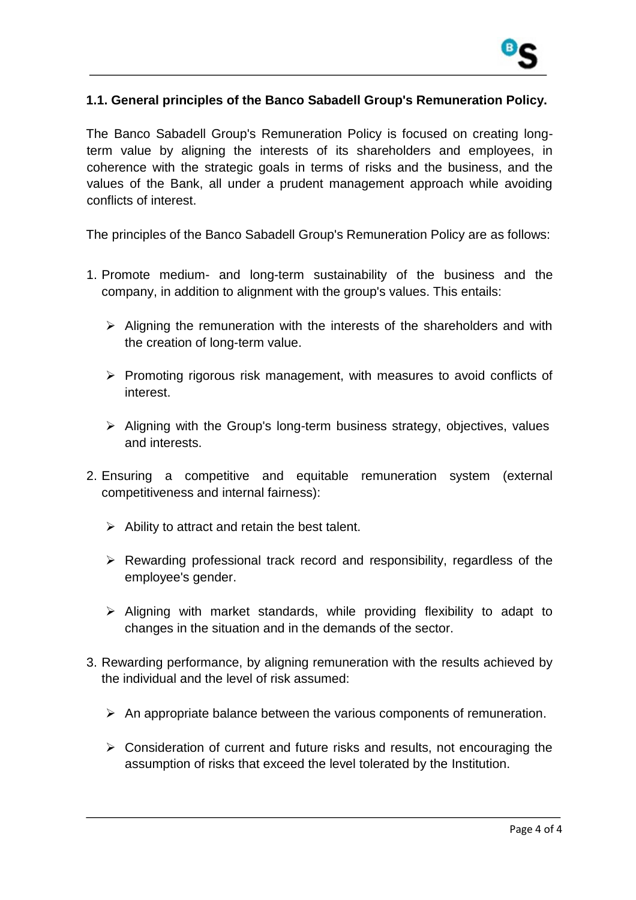### 1.1. General principles of the Banco Sabadell Group's Remuneration Policy.

The Banco Sabadell Group's Remuneration Policy is focused on creating long-term value by aligning the interests of its shareholders and employees, in coherence with the strategic goals in terms of risks and the business, and the values of the Bank, all under a prudent management approach while avoiding conflicts of interest.

The principles of the Banco Sabadell Group's Remuneration Policy are as follows:

1. Promote medium- and long-term sustainability of the business and the company, in addition to alignment with the group's values. This entails:
   - Aligning the remuneration with the interests of the shareholders and with the creation of long-term value.
   - Promoting rigorous risk management, with measures to avoid conflicts of interest.
   - Aligning with the Group's long-term business strategy, objectives, values and interests.
2. Ensuring a competitive and equitable remuneration system (external competitiveness and internal fairness):
   - Ability to attract and retain the best talent.
   - Rewarding professional track record and responsibility, regardless of the employee's gender.
   - Aligning with market standards, while providing flexibility to adapt to changes in the situation and in the demands of the sector.
3. Rewarding performance, by aligning remuneration with the results achieved by the individual and the level of risk assumed:
   - An appropriate balance between the various components of remuneration.
   - Consideration of current and future risks and results, not encouraging the assumption of risks that exceed the level tolerated by the Institution.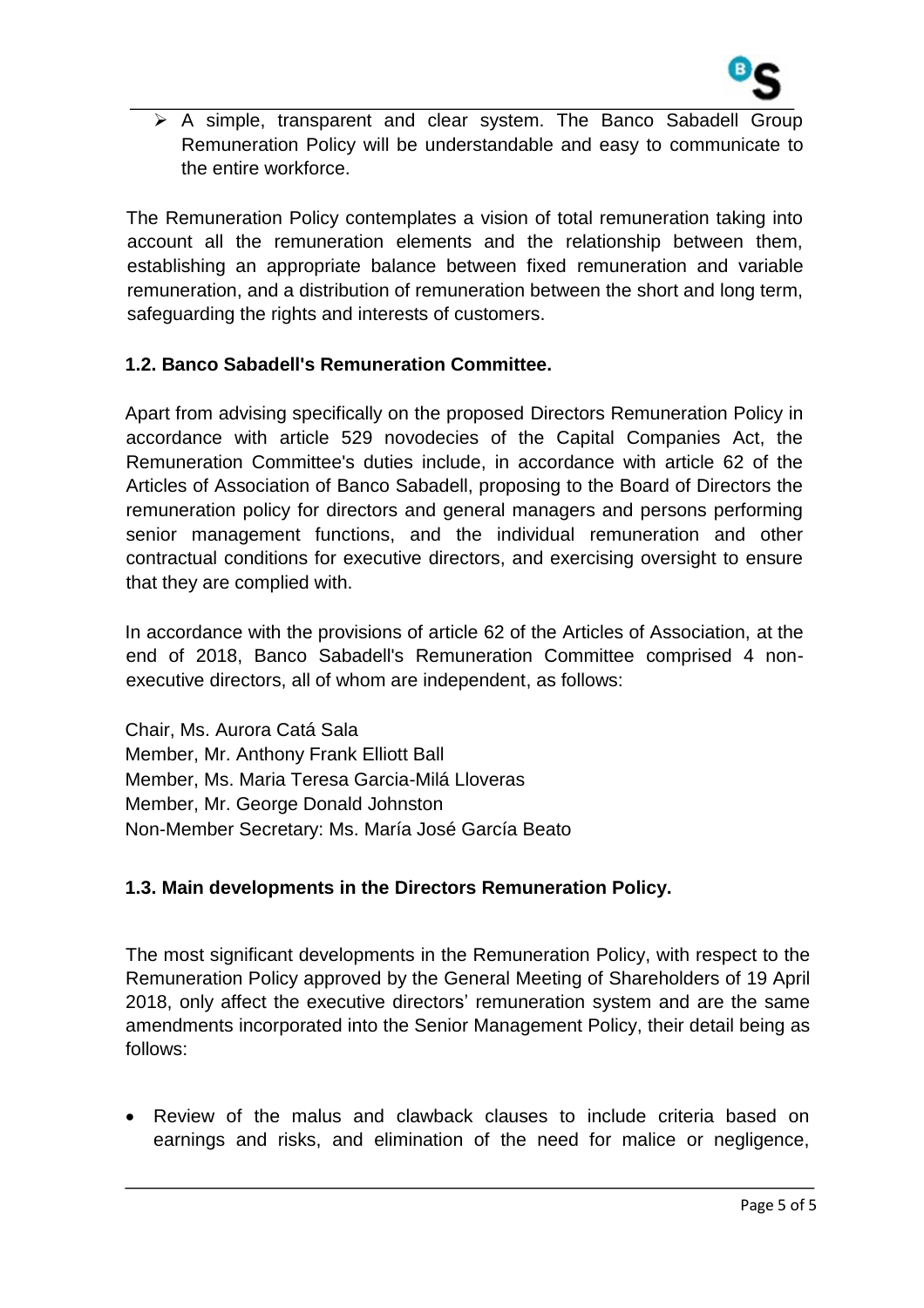- A simple, transparent and clear system. The Banco Sabadell Group Remuneration Policy will be understandable and easy to communicate to the entire workforce.

The Remuneration Policy contemplates a vision of total remuneration taking into account all the remuneration elements and the relationship between them, establishing an appropriate balance between fixed remuneration and variable remuneration, and a distribution of remuneration between the short and long term, safeguarding the rights and interests of customers.

### 1.2. Banco Sabadell's Remuneration Committee.

Apart from advising specifically on the proposed Directors Remuneration Policy in accordance with article 529 novodecies of the Capital Companies Act, the Remuneration Committee's duties include, in accordance with article 62 of the Articles of Association of Banco Sabadell, proposing to the Board of Directors the remuneration policy for directors and general managers and persons performing senior management functions, and the individual remuneration and other contractual conditions for executive directors, and exercising oversight to ensure that they are complied with.

In accordance with the provisions of article 62 of the Articles of Association, at the end of 2018, Banco Sabadell's Remuneration Committee comprised 4 non-executive directors, all of whom are independent, as follows:

Chair, Ms. Aurora Catá Sala
Member, Mr. Anthony Frank Elliott Ball
Member, Ms. Maria Teresa Garcia-Milá Lloveras
Member, Mr. George Donald Johnston
Non-Member Secretary: Ms. María José García Beato

### 1.3. Main developments in the Directors Remuneration Policy.

The most significant developments in the Remuneration Policy, with respect to the Remuneration Policy approved by the General Meeting of Shareholders of 19 April 2018, only affect the executive directors' remuneration system and are the same amendments incorporated into the Senior Management Policy, their detail being as follows:

- Review of the malus and clawback clauses to include criteria based on earnings and risks, and elimination of the need for malice or negligence,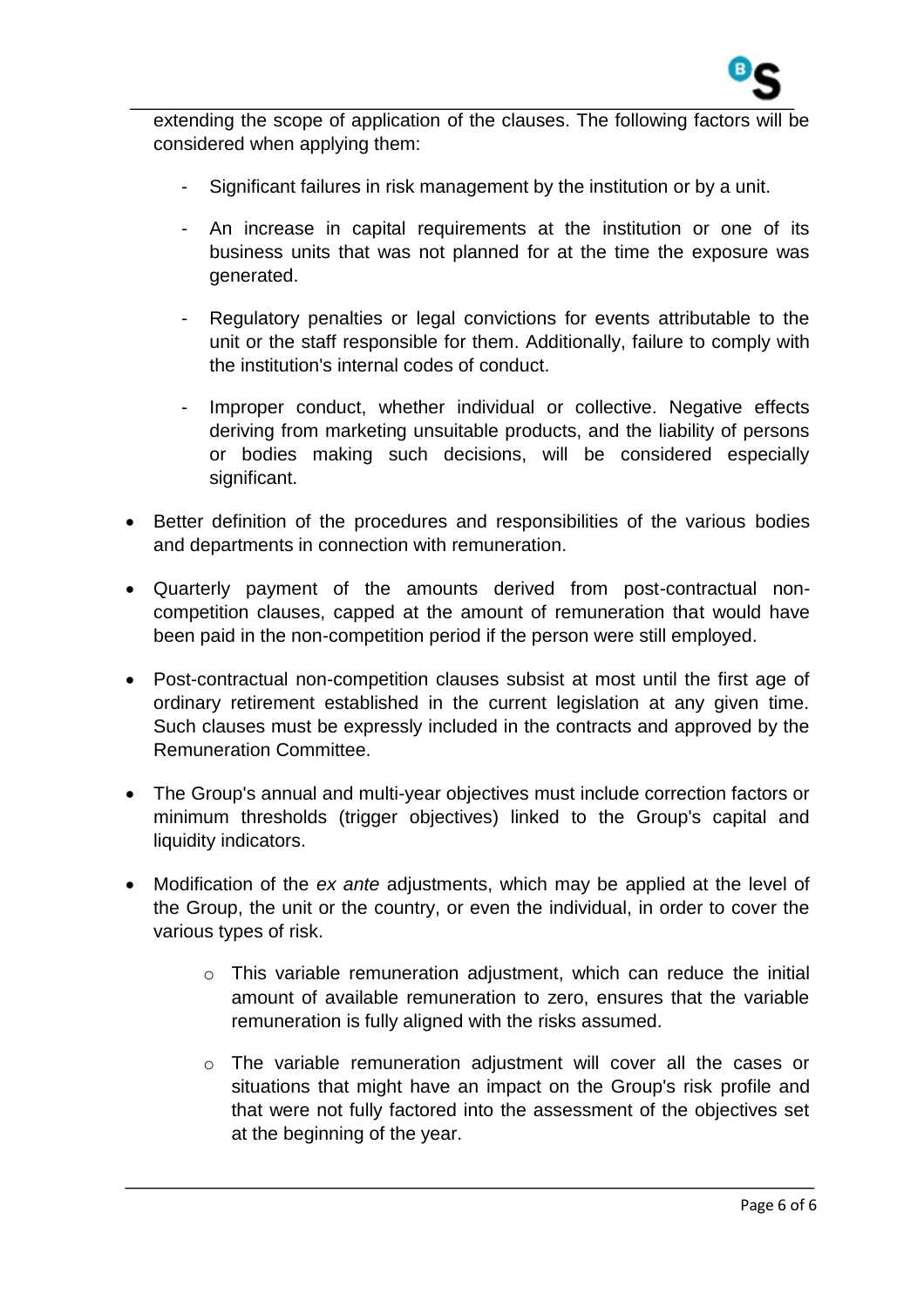extending the scope of application of the clauses. The following factors will be considered when applying them:

- Significant failures in risk management by the institution or by a unit.
- An increase in capital requirements at the institution or one of its business units that was not planned for at the time the exposure was generated.
- Regulatory penalties or legal convictions for events attributable to the unit or the staff responsible for them. Additionally, failure to comply with the institution's internal codes of conduct.
- Improper conduct, whether individual or collective. Negative effects deriving from marketing unsuitable products, and the liability of persons or bodies making such decisions, will be considered especially significant.

- Better definition of the procedures and responsibilities of the various bodies and departments in connection with remuneration.
- Quarterly payment of the amounts derived from post-contractual non-competition clauses, capped at the amount of remuneration that would have been paid in the non-competition period if the person were still employed.
- Post-contractual non-competition clauses subsist at most until the first age of ordinary retirement established in the current legislation at any given time. Such clauses must be expressly included in the contracts and approved by the Remuneration Committee.
- The Group's annual and multi-year objectives must include correction factors or minimum thresholds (trigger objectives) linked to the Group's capital and liquidity indicators.
- Modification of the *ex ante* adjustments, which may be applied at the level of the Group, the unit or the country, or even the individual, in order to cover the various types of risk.
  - This variable remuneration adjustment, which can reduce the initial amount of available remuneration to zero, ensures that the variable remuneration is fully aligned with the risks assumed.
  - The variable remuneration adjustment will cover all the cases or situations that might have an impact on the Group's risk profile and that were not fully factored into the assessment of the objectives set at the beginning of the year.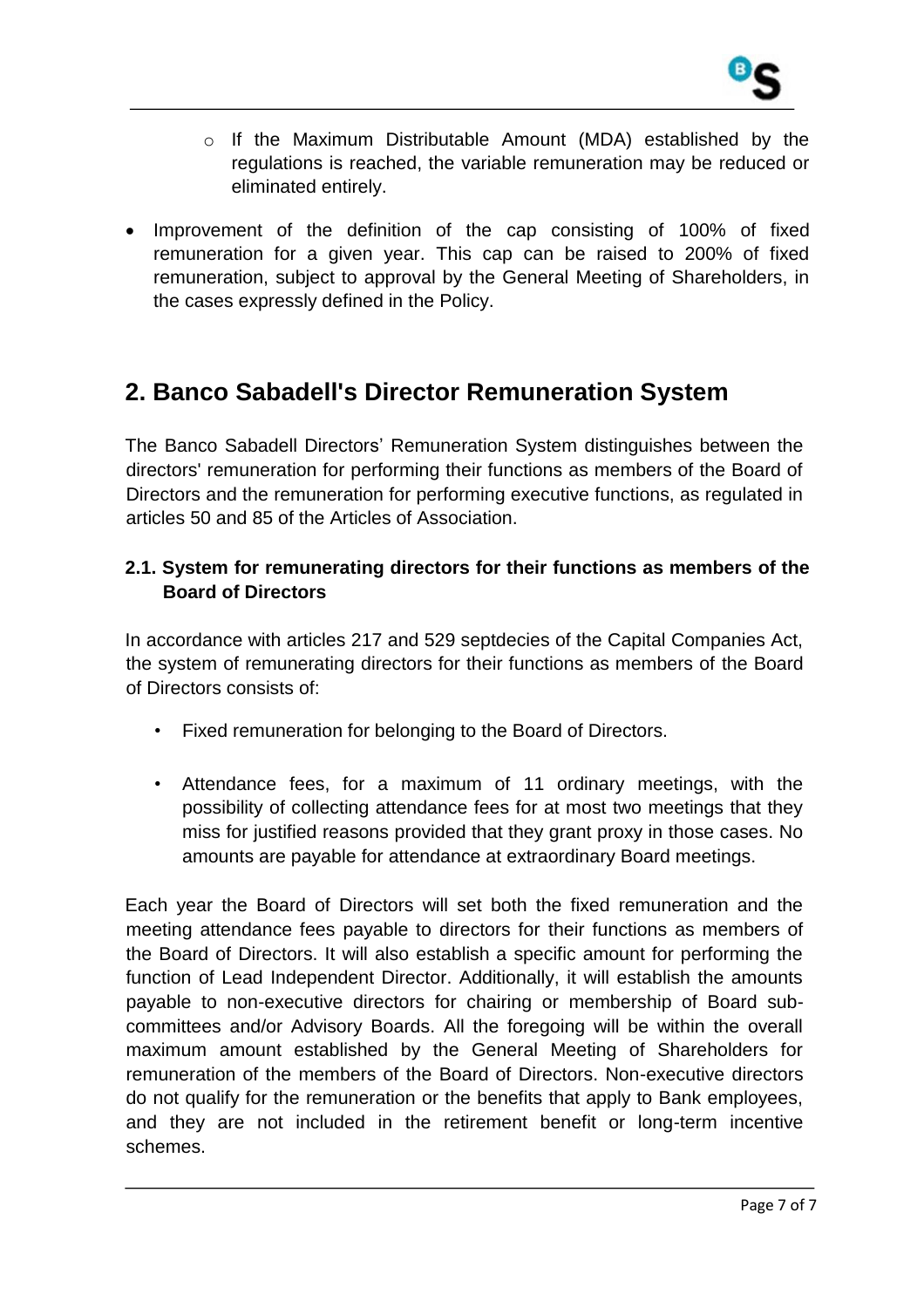- If the Maximum Distributable Amount (MDA) established by the regulations is reached, the variable remuneration may be reduced or eliminated entirely.

- Improvement of the definition of the cap consisting of 100% of fixed remuneration for a given year. This cap can be raised to 200% of fixed remuneration, subject to approval by the General Meeting of Shareholders, in the cases expressly defined in the Policy.

## 2. Banco Sabadell's Director Remuneration System

The Banco Sabadell Directors' Remuneration System distinguishes between the directors' remuneration for performing their functions as members of the Board of Directors and the remuneration for performing executive functions, as regulated in articles 50 and 85 of the Articles of Association.

### 2.1. System for remunerating directors for their functions as members of the Board of Directors

In accordance with articles 217 and 529 septdecies of the Capital Companies Act, the system of remunerating directors for their functions as members of the Board of Directors consists of:

- Fixed remuneration for belonging to the Board of Directors.

- Attendance fees, for a maximum of 11 ordinary meetings, with the possibility of collecting attendance fees for at most two meetings that they miss for justified reasons provided that they grant proxy in those cases. No amounts are payable for attendance at extraordinary Board meetings.

Each year the Board of Directors will set both the fixed remuneration and the meeting attendance fees payable to directors for their functions as members of the Board of Directors. It will also establish a specific amount for performing the function of Lead Independent Director. Additionally, it will establish the amounts payable to non-executive directors for chairing or membership of Board sub-committees and/or Advisory Boards. All the foregoing will be within the overall maximum amount established by the General Meeting of Shareholders for remuneration of the members of the Board of Directors. Non-executive directors do not qualify for the remuneration or the benefits that apply to Bank employees, and they are not included in the retirement benefit or long-term incentive schemes.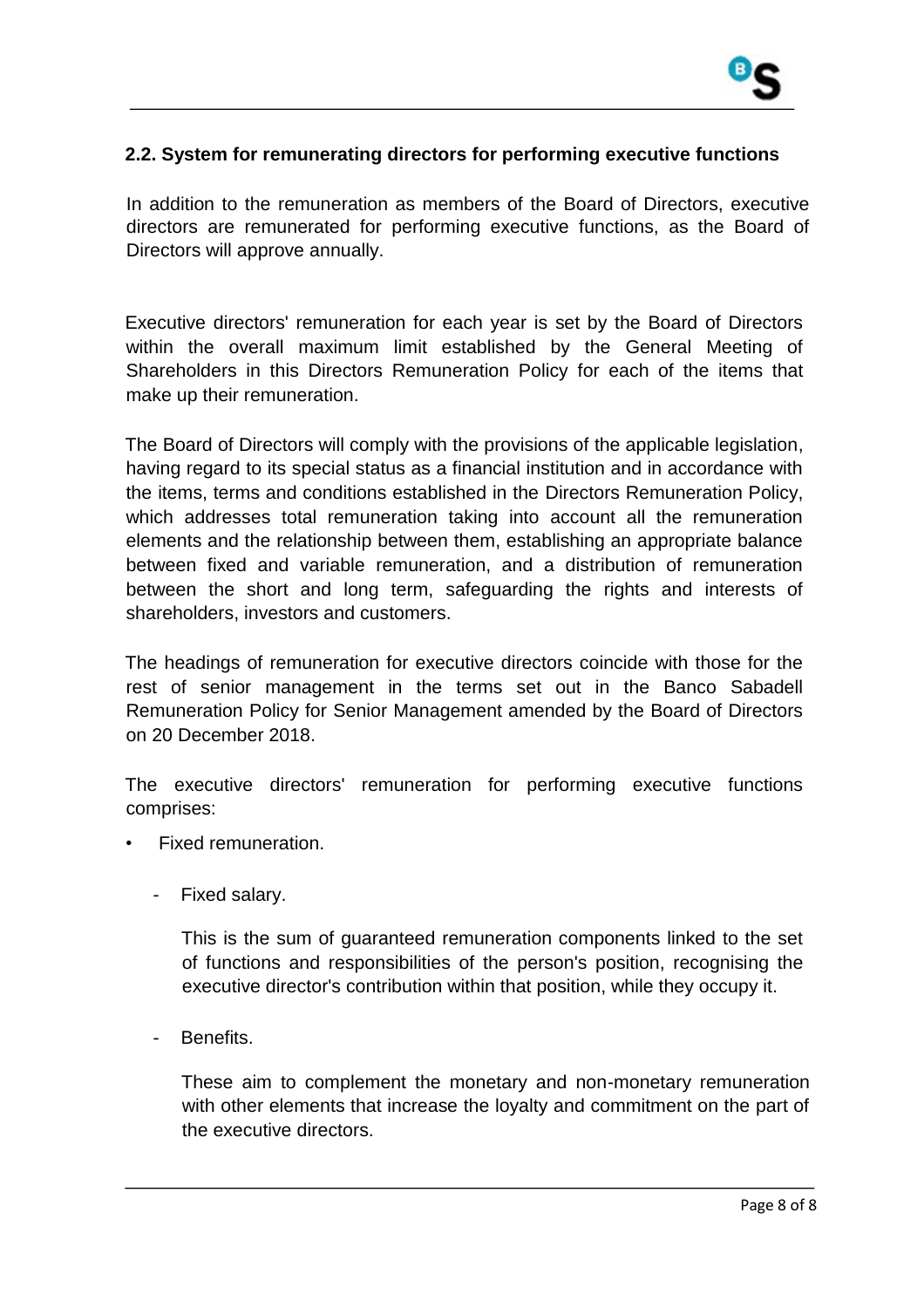### 2.2. System for remunerating directors for performing executive functions

In addition to the remuneration as members of the Board of Directors, executive directors are remunerated for performing executive functions, as the Board of Directors will approve annually.

Executive directors' remuneration for each year is set by the Board of Directors within the overall maximum limit established by the General Meeting of Shareholders in this Directors Remuneration Policy for each of the items that make up their remuneration.

The Board of Directors will comply with the provisions of the applicable legislation, having regard to its special status as a financial institution and in accordance with the items, terms and conditions established in the Directors Remuneration Policy, which addresses total remuneration taking into account all the remuneration elements and the relationship between them, establishing an appropriate balance between fixed and variable remuneration, and a distribution of remuneration between the short and long term, safeguarding the rights and interests of shareholders, investors and customers.

The headings of remuneration for executive directors coincide with those for the rest of senior management in the terms set out in the Banco Sabadell Remuneration Policy for Senior Management amended by the Board of Directors on 20 December 2018.

The executive directors' remuneration for performing executive functions comprises:

- Fixed remuneration.
  - Fixed salary.

    This is the sum of guaranteed remuneration components linked to the set of functions and responsibilities of the person's position, recognising the executive director's contribution within that position, while they occupy it.

  - Benefits.

    These aim to complement the monetary and non-monetary remuneration with other elements that increase the loyalty and commitment on the part of the executive directors.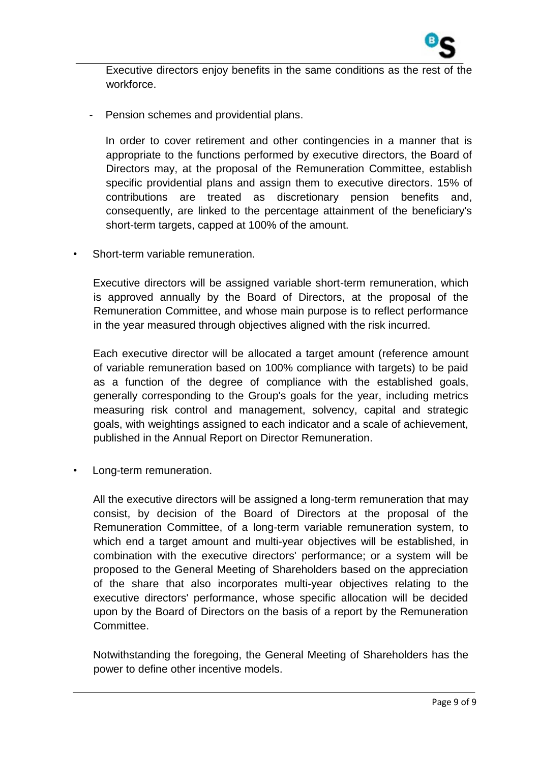Executive directors enjoy benefits in the same conditions as the rest of the workforce.

- Pension schemes and providential plans.

  In order to cover retirement and other contingencies in a manner that is appropriate to the functions performed by executive directors, the Board of Directors may, at the proposal of the Remuneration Committee, establish specific providential plans and assign them to executive directors. 15% of contributions are treated as discretionary pension benefits and, consequently, are linked to the percentage attainment of the beneficiary's short-term targets, capped at 100% of the amount.

- Short-term variable remuneration.

  Executive directors will be assigned variable short-term remuneration, which is approved annually by the Board of Directors, at the proposal of the Remuneration Committee, and whose main purpose is to reflect performance in the year measured through objectives aligned with the risk incurred.

  Each executive director will be allocated a target amount (reference amount of variable remuneration based on 100% compliance with targets) to be paid as a function of the degree of compliance with the established goals, generally corresponding to the Group's goals for the year, including metrics measuring risk control and management, solvency, capital and strategic goals, with weightings assigned to each indicator and a scale of achievement, published in the Annual Report on Director Remuneration.

- Long-term remuneration.

  All the executive directors will be assigned a long-term remuneration that may consist, by decision of the Board of Directors at the proposal of the Remuneration Committee, of a long-term variable remuneration system, to which end a target amount and multi-year objectives will be established, in combination with the executive directors' performance; or a system will be proposed to the General Meeting of Shareholders based on the appreciation of the share that also incorporates multi-year objectives relating to the executive directors' performance, whose specific allocation will be decided upon by the Board of Directors on the basis of a report by the Remuneration Committee.

  Notwithstanding the foregoing, the General Meeting of Shareholders has the power to define other incentive models.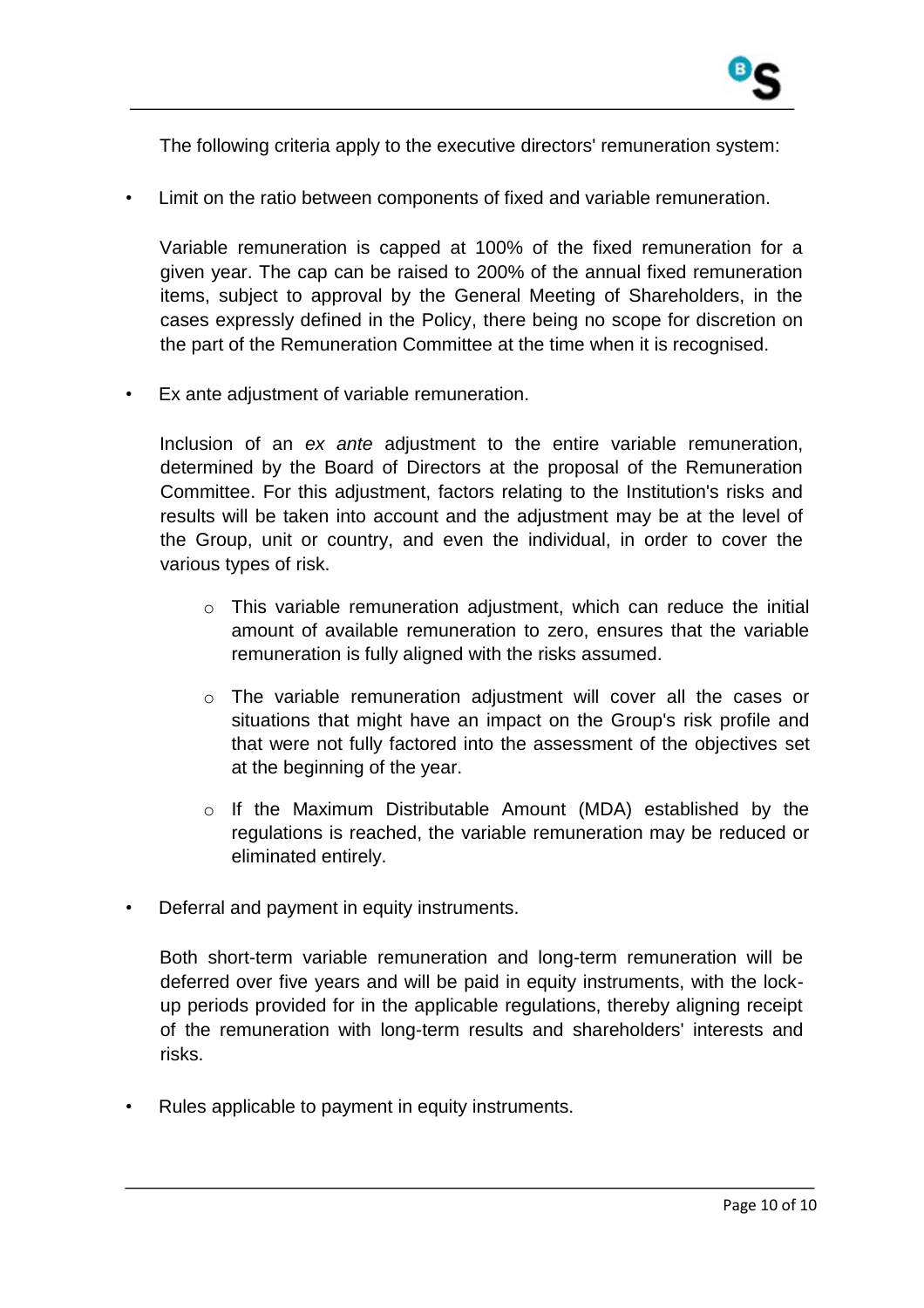The following criteria apply to the executive directors' remuneration system:

- Limit on the ratio between components of fixed and variable remuneration.

  Variable remuneration is capped at 100% of the fixed remuneration for a given year. The cap can be raised to 200% of the annual fixed remuneration items, subject to approval by the General Meeting of Shareholders, in the cases expressly defined in the Policy, there being no scope for discretion on the part of the Remuneration Committee at the time when it is recognised.

- Ex ante adjustment of variable remuneration.

  Inclusion of an *ex ante* adjustment to the entire variable remuneration, determined by the Board of Directors at the proposal of the Remuneration Committee. For this adjustment, factors relating to the Institution's risks and results will be taken into account and the adjustment may be at the level of the Group, unit or country, and even the individual, in order to cover the various types of risk.

  - This variable remuneration adjustment, which can reduce the initial amount of available remuneration to zero, ensures that the variable remuneration is fully aligned with the risks assumed.
  - The variable remuneration adjustment will cover all the cases or situations that might have an impact on the Group's risk profile and that were not fully factored into the assessment of the objectives set at the beginning of the year.
  - If the Maximum Distributable Amount (MDA) established by the regulations is reached, the variable remuneration may be reduced or eliminated entirely.

- Deferral and payment in equity instruments.

  Both short-term variable remuneration and long-term remuneration will be deferred over five years and will be paid in equity instruments, with the lock-up periods provided for in the applicable regulations, thereby aligning receipt of the remuneration with long-term results and shareholders' interests and risks.

- Rules applicable to payment in equity instruments.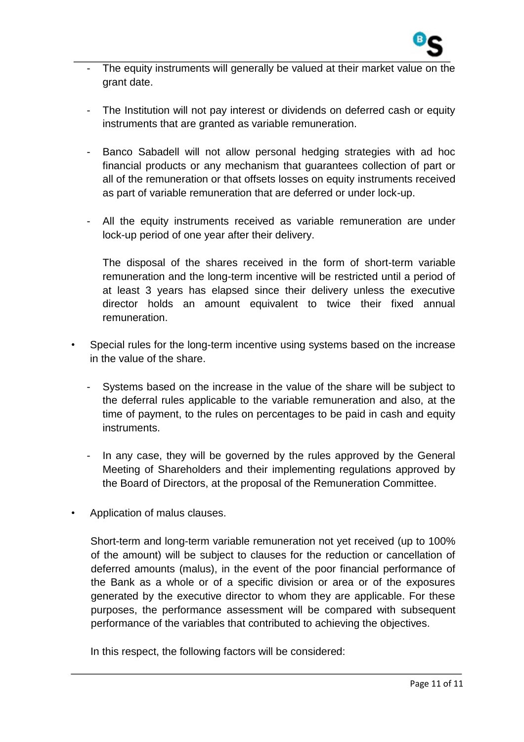- The equity instruments will generally be valued at their market value on the grant date.

- The Institution will not pay interest or dividends on deferred cash or equity instruments that are granted as variable remuneration.

- Banco Sabadell will not allow personal hedging strategies with ad hoc financial products or any mechanism that guarantees collection of part or all of the remuneration or that offsets losses on equity instruments received as part of variable remuneration that are deferred or under lock-up.

- All the equity instruments received as variable remuneration are under lock-up period of one year after their delivery.

  The disposal of the shares received in the form of short-term variable remuneration and the long-term incentive will be restricted until a period of at least 3 years has elapsed since their delivery unless the executive director holds an amount equivalent to twice their fixed annual remuneration.

- Special rules for the long-term incentive using systems based on the increase in the value of the share.

  - Systems based on the increase in the value of the share will be subject to the deferral rules applicable to the variable remuneration and also, at the time of payment, to the rules on percentages to be paid in cash and equity instruments.

  - In any case, they will be governed by the rules approved by the General Meeting of Shareholders and their implementing regulations approved by the Board of Directors, at the proposal of the Remuneration Committee.

- Application of malus clauses.

  Short-term and long-term variable remuneration not yet received (up to 100% of the amount) will be subject to clauses for the reduction or cancellation of deferred amounts (malus), in the event of the poor financial performance of the Bank as a whole or of a specific division or area or of the exposures generated by the executive director to whom they are applicable. For these purposes, the performance assessment will be compared with subsequent performance of the variables that contributed to achieving the objectives.

  In this respect, the following factors will be considered: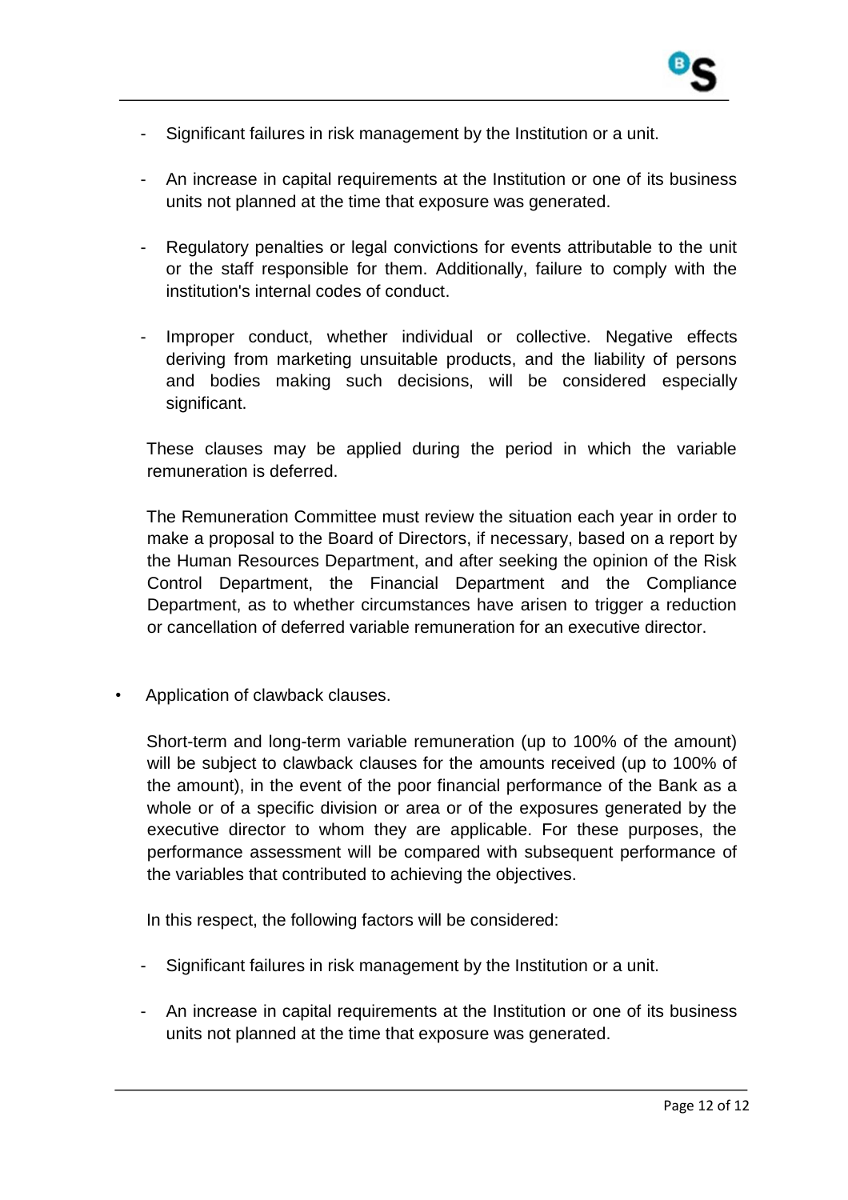- Significant failures in risk management by the Institution or a unit.
- An increase in capital requirements at the Institution or one of its business units not planned at the time that exposure was generated.
- Regulatory penalties or legal convictions for events attributable to the unit or the staff responsible for them. Additionally, failure to comply with the institution's internal codes of conduct.
- Improper conduct, whether individual or collective. Negative effects deriving from marketing unsuitable products, and the liability of persons and bodies making such decisions, will be considered especially significant.

These clauses may be applied during the period in which the variable remuneration is deferred.

The Remuneration Committee must review the situation each year in order to make a proposal to the Board of Directors, if necessary, based on a report by the Human Resources Department, and after seeking the opinion of the Risk Control Department, the Financial Department and the Compliance Department, as to whether circumstances have arisen to trigger a reduction or cancellation of deferred variable remuneration for an executive director.

- Application of clawback clauses.

  Short-term and long-term variable remuneration (up to 100% of the amount) will be subject to clawback clauses for the amounts received (up to 100% of the amount), in the event of the poor financial performance of the Bank as a whole or of a specific division or area or of the exposures generated by the executive director to whom they are applicable. For these purposes, the performance assessment will be compared with subsequent performance of the variables that contributed to achieving the objectives.

  In this respect, the following factors will be considered:

  - Significant failures in risk management by the Institution or a unit.
  - An increase in capital requirements at the Institution or one of its business units not planned at the time that exposure was generated.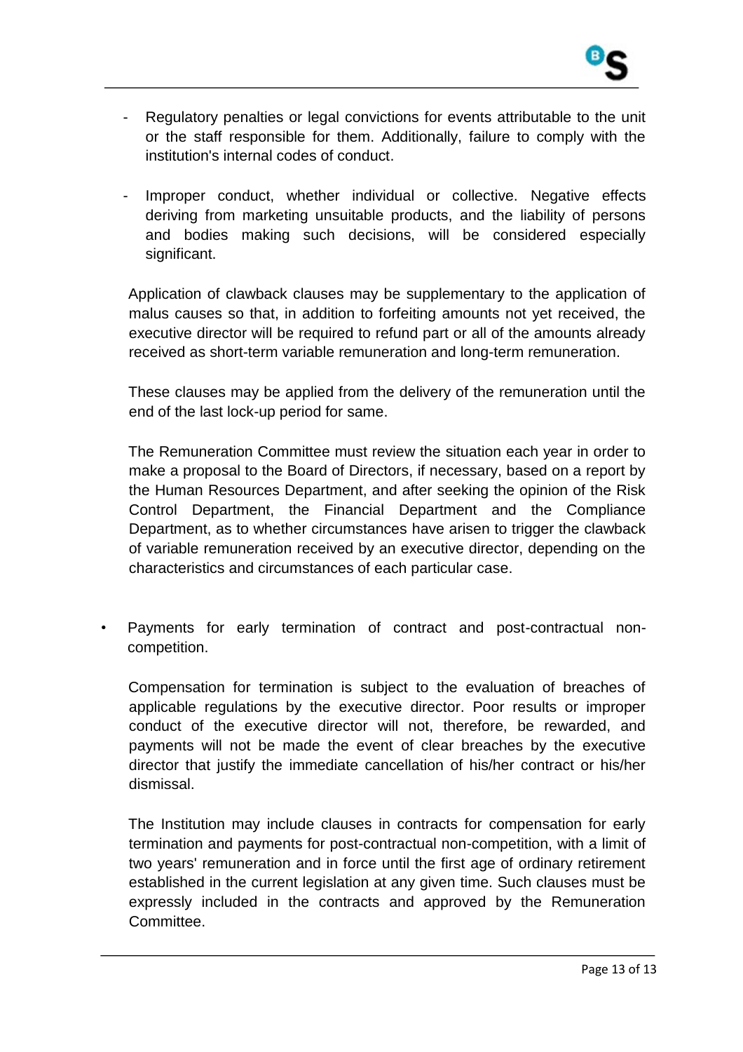- Regulatory penalties or legal convictions for events attributable to the unit or the staff responsible for them. Additionally, failure to comply with the institution's internal codes of conduct.

- Improper conduct, whether individual or collective. Negative effects deriving from marketing unsuitable products, and the liability of persons and bodies making such decisions, will be considered especially significant.

Application of clawback clauses may be supplementary to the application of malus causes so that, in addition to forfeiting amounts not yet received, the executive director will be required to refund part or all of the amounts already received as short-term variable remuneration and long-term remuneration.

These clauses may be applied from the delivery of the remuneration until the end of the last lock-up period for same.

The Remuneration Committee must review the situation each year in order to make a proposal to the Board of Directors, if necessary, based on a report by the Human Resources Department, and after seeking the opinion of the Risk Control Department, the Financial Department and the Compliance Department, as to whether circumstances have arisen to trigger the clawback of variable remuneration received by an executive director, depending on the characteristics and circumstances of each particular case.

- Payments for early termination of contract and post-contractual non-competition.

  Compensation for termination is subject to the evaluation of breaches of applicable regulations by the executive director. Poor results or improper conduct of the executive director will not, therefore, be rewarded, and payments will not be made the event of clear breaches by the executive director that justify the immediate cancellation of his/her contract or his/her dismissal.

  The Institution may include clauses in contracts for compensation for early termination and payments for post-contractual non-competition, with a limit of two years' remuneration and in force until the first age of ordinary retirement established in the current legislation at any given time. Such clauses must be expressly included in the contracts and approved by the Remuneration Committee.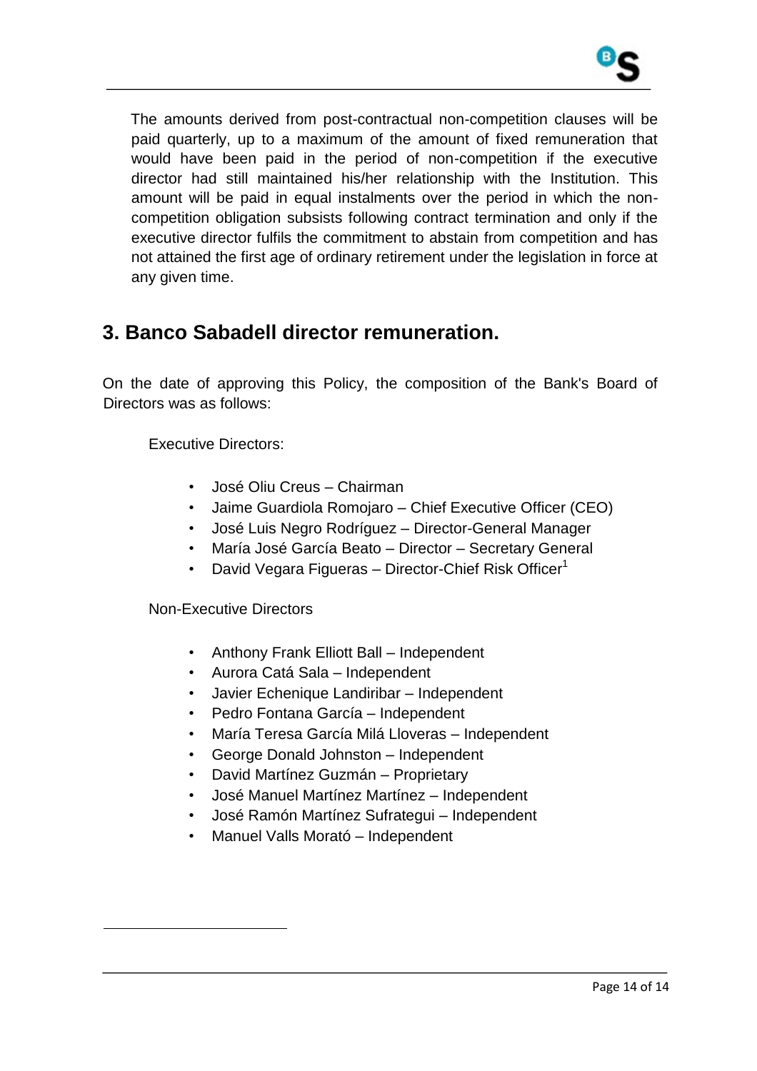The amounts derived from post-contractual non-competition clauses will be paid quarterly, up to a maximum of the amount of fixed remuneration that would have been paid in the period of non-competition if the executive director had still maintained his/her relationship with the Institution. This amount will be paid in equal instalments over the period in which the non-competition obligation subsists following contract termination and only if the executive director fulfils the commitment to abstain from competition and has not attained the first age of ordinary retirement under the legislation in force at any given time.

## 3. Banco Sabadell director remuneration.

On the date of approving this Policy, the composition of the Bank's Board of Directors was as follows:

Executive Directors:

- José Oliu Creus – Chairman
- Jaime Guardiola Romojaro – Chief Executive Officer (CEO)
- José Luis Negro Rodríguez – Director-General Manager
- María José García Beato – Director – Secretary General
- David Vegara Figueras – Director-Chief Risk Officer[1]

Non-Executive Directors

- Anthony Frank Elliott Ball – Independent
- Aurora Catá Sala – Independent
- Javier Echenique Landiribar – Independent
- Pedro Fontana García – Independent
- María Teresa García Milá Lloveras – Independent
- George Donald Johnston – Independent
- David Martínez Guzmán – Proprietary
- José Manuel Martínez Martínez – Independent
- José Ramón Martínez Sufrategui – Independent
- Manuel Valls Morató – Independent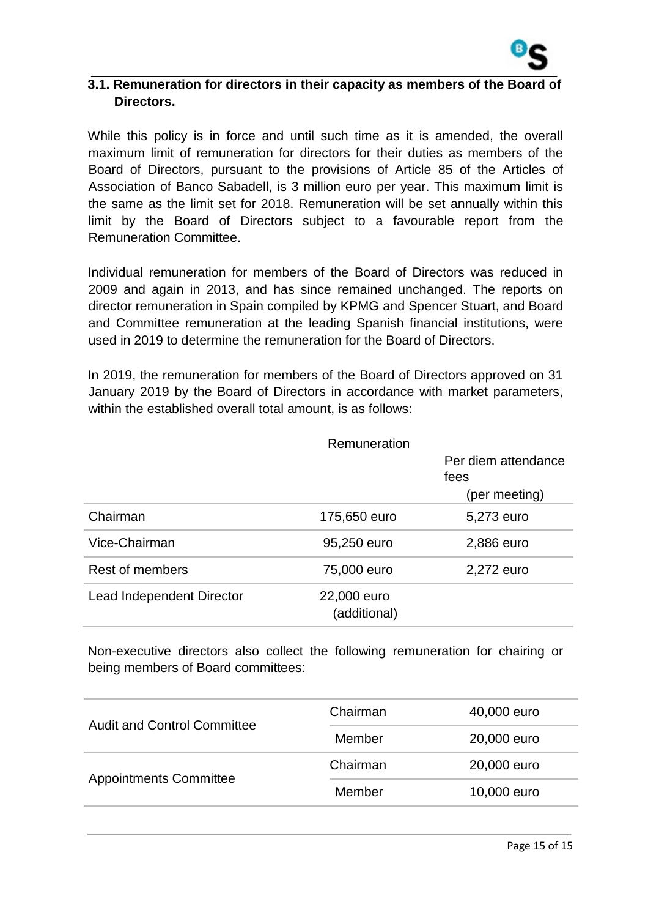### 3.1. Remuneration for directors in their capacity as members of the Board of Directors.

While this policy is in force and until such time as it is amended, the overall maximum limit of remuneration for directors for their duties as members of the Board of Directors, pursuant to the provisions of Article 85 of the Articles of Association of Banco Sabadell, is 3 million euro per year. This maximum limit is the same as the limit set for 2018. Remuneration will be set annually within this limit by the Board of Directors subject to a favourable report from the Remuneration Committee.

Individual remuneration for members of the Board of Directors was reduced in 2009 and again in 2013, and has since remained unchanged. The reports on director remuneration in Spain compiled by KPMG and Spencer Stuart, and Board and Committee remuneration at the leading Spanish financial institutions, were used in 2019 to determine the remuneration for the Board of Directors.

In 2019, the remuneration for members of the Board of Directors approved on 31 January 2019 by the Board of Directors in accordance with market parameters, within the established overall total amount, is as follows:

| | Remuneration | Per diem attendance fees (per meeting) |
|---|---|---|
| Chairman | 175,650 euro | 5,273 euro |
| Vice-Chairman | 95,250 euro | 2,886 euro |
| Rest of members | 75,000 euro | 2,272 euro |
| Lead Independent Director | 22,000 euro (additional) | |

Non-executive directors also collect the following remuneration for chairing or being members of Board committees:

| | | |
|---|---|---|
| Audit and Control Committee | Chairman | 40,000 euro |
| | Member | 20,000 euro |
| Appointments Committee | Chairman | 20,000 euro |
| | Member | 10,000 euro |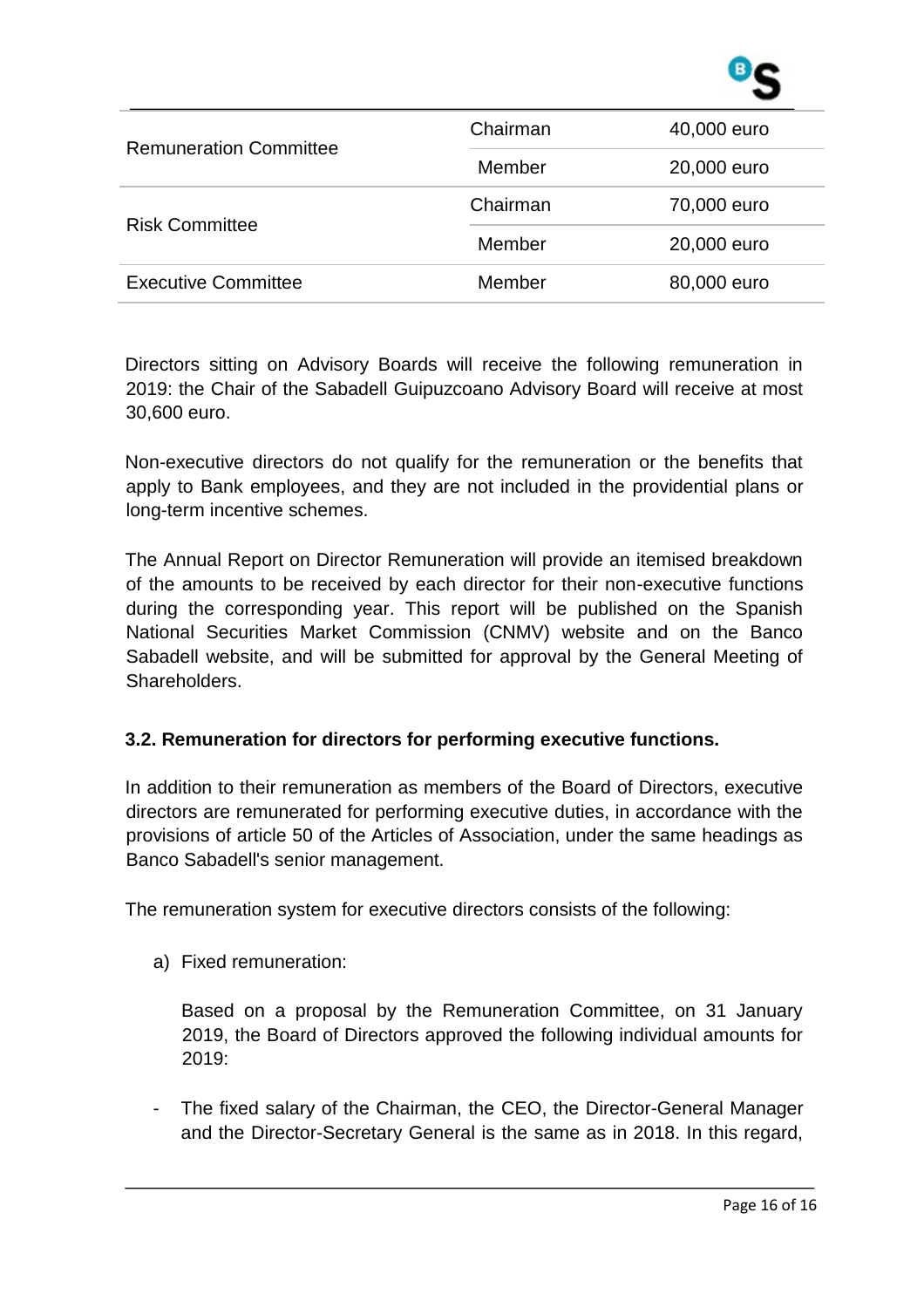| | | |
|---|---|---|
| Remuneration Committee | Chairman | 40,000 euro |
| | Member | 20,000 euro |
| Risk Committee | Chairman | 70,000 euro |
| | Member | 20,000 euro |
| Executive Committee | Member | 80,000 euro |

Directors sitting on Advisory Boards will receive the following remuneration in 2019: the Chair of the Sabadell Guipuzcoano Advisory Board will receive at most 30,600 euro.

Non-executive directors do not qualify for the remuneration or the benefits that apply to Bank employees, and they are not included in the providential plans or long-term incentive schemes.

The Annual Report on Director Remuneration will provide an itemised breakdown of the amounts to be received by each director for their non-executive functions during the corresponding year. This report will be published on the Spanish National Securities Market Commission (CNMV) website and on the Banco Sabadell website, and will be submitted for approval by the General Meeting of Shareholders.

### 3.2. Remuneration for directors for performing executive functions.

In addition to their remuneration as members of the Board of Directors, executive directors are remunerated for performing executive duties, in accordance with the provisions of article 50 of the Articles of Association, under the same headings as Banco Sabadell's senior management.

The remuneration system for executive directors consists of the following:

a) Fixed remuneration:

   Based on a proposal by the Remuneration Committee, on 31 January 2019, the Board of Directors approved the following individual amounts for 2019:

- The fixed salary of the Chairman, the CEO, the Director-General Manager and the Director-Secretary General is the same as in 2018. In this regard,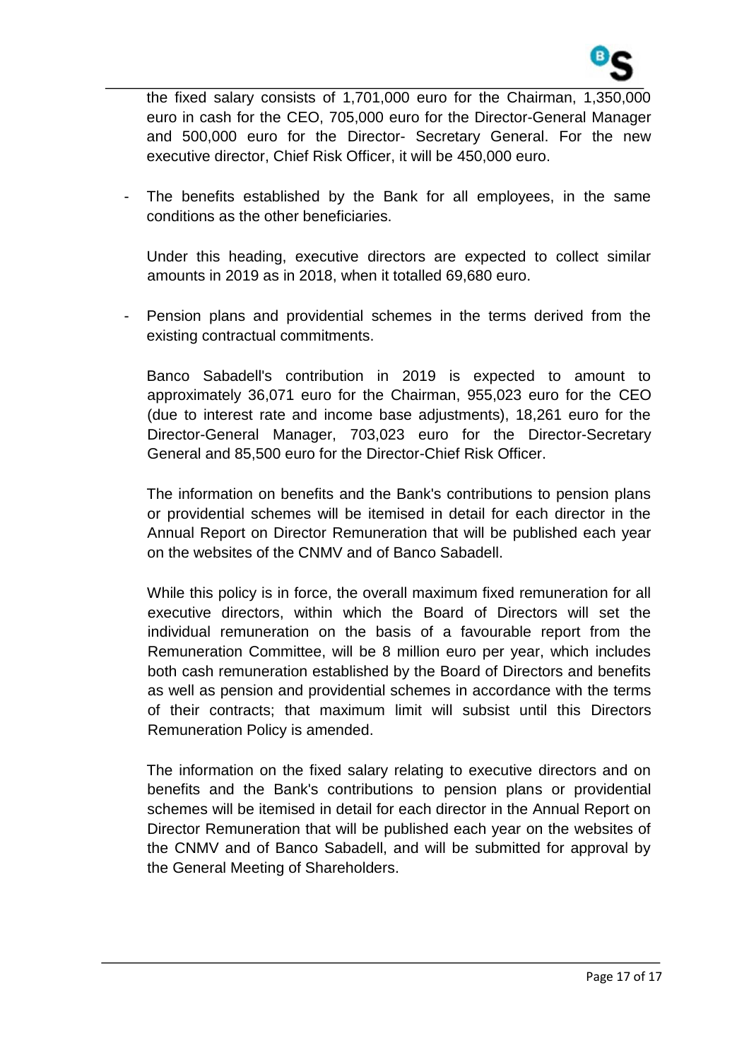the fixed salary consists of 1,701,000 euro for the Chairman, 1,350,000 euro in cash for the CEO, 705,000 euro for the Director-General Manager and 500,000 euro for the Director- Secretary General. For the new executive director, Chief Risk Officer, it will be 450,000 euro.

- The benefits established by the Bank for all employees, in the same conditions as the other beneficiaries.

  Under this heading, executive directors are expected to collect similar amounts in 2019 as in 2018, when it totalled 69,680 euro.

- Pension plans and providential schemes in the terms derived from the existing contractual commitments.

  Banco Sabadell's contribution in 2019 is expected to amount to approximately 36,071 euro for the Chairman, 955,023 euro for the CEO (due to interest rate and income base adjustments), 18,261 euro for the Director-General Manager, 703,023 euro for the Director-Secretary General and 85,500 euro for the Director-Chief Risk Officer.

  The information on benefits and the Bank's contributions to pension plans or providential schemes will be itemised in detail for each director in the Annual Report on Director Remuneration that will be published each year on the websites of the CNMV and of Banco Sabadell.

  While this policy is in force, the overall maximum fixed remuneration for all executive directors, within which the Board of Directors will set the individual remuneration on the basis of a favourable report from the Remuneration Committee, will be 8 million euro per year, which includes both cash remuneration established by the Board of Directors and benefits as well as pension and providential schemes in accordance with the terms of their contracts; that maximum limit will subsist until this Directors Remuneration Policy is amended.

  The information on the fixed salary relating to executive directors and on benefits and the Bank's contributions to pension plans or providential schemes will be itemised in detail for each director in the Annual Report on Director Remuneration that will be published each year on the websites of the CNMV and of Banco Sabadell, and will be submitted for approval by the General Meeting of Shareholders.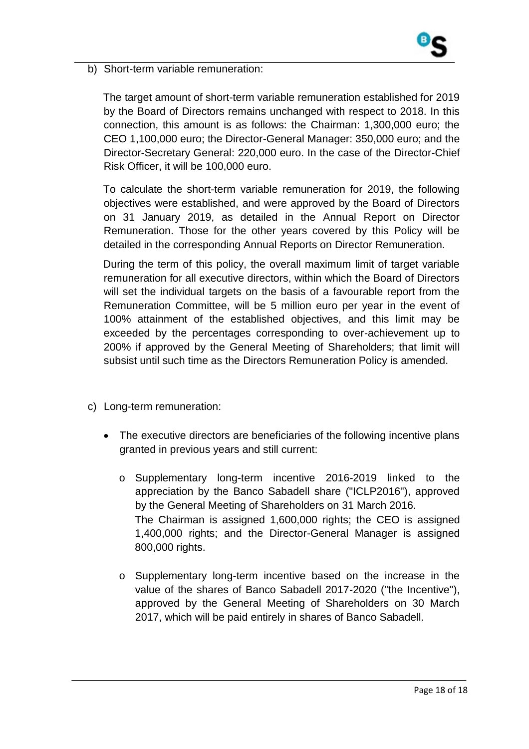b) Short-term variable remuneration:

The target amount of short-term variable remuneration established for 2019 by the Board of Directors remains unchanged with respect to 2018. In this connection, this amount is as follows: the Chairman: 1,300,000 euro; the CEO 1,100,000 euro; the Director-General Manager: 350,000 euro; and the Director-Secretary General: 220,000 euro. In the case of the Director-Chief Risk Officer, it will be 100,000 euro.

To calculate the short-term variable remuneration for 2019, the following objectives were established, and were approved by the Board of Directors on 31 January 2019, as detailed in the Annual Report on Director Remuneration. Those for the other years covered by this Policy will be detailed in the corresponding Annual Reports on Director Remuneration.

During the term of this policy, the overall maximum limit of target variable remuneration for all executive directors, within which the Board of Directors will set the individual targets on the basis of a favourable report from the Remuneration Committee, will be 5 million euro per year in the event of 100% attainment of the established objectives, and this limit may be exceeded by the percentages corresponding to over-achievement up to 200% if approved by the General Meeting of Shareholders; that limit will subsist until such time as the Directors Remuneration Policy is amended.

c) Long-term remuneration:

- The executive directors are beneficiaries of the following incentive plans granted in previous years and still current:
  - Supplementary long-term incentive 2016-2019 linked to the appreciation by the Banco Sabadell share ("ICLP2016"), approved by the General Meeting of Shareholders on 31 March 2016.
    The Chairman is assigned 1,600,000 rights; the CEO is assigned 1,400,000 rights; and the Director-General Manager is assigned 800,000 rights.
  - Supplementary long-term incentive based on the increase in the value of the shares of Banco Sabadell 2017-2020 ("the Incentive"), approved by the General Meeting of Shareholders on 30 March 2017, which will be paid entirely in shares of Banco Sabadell.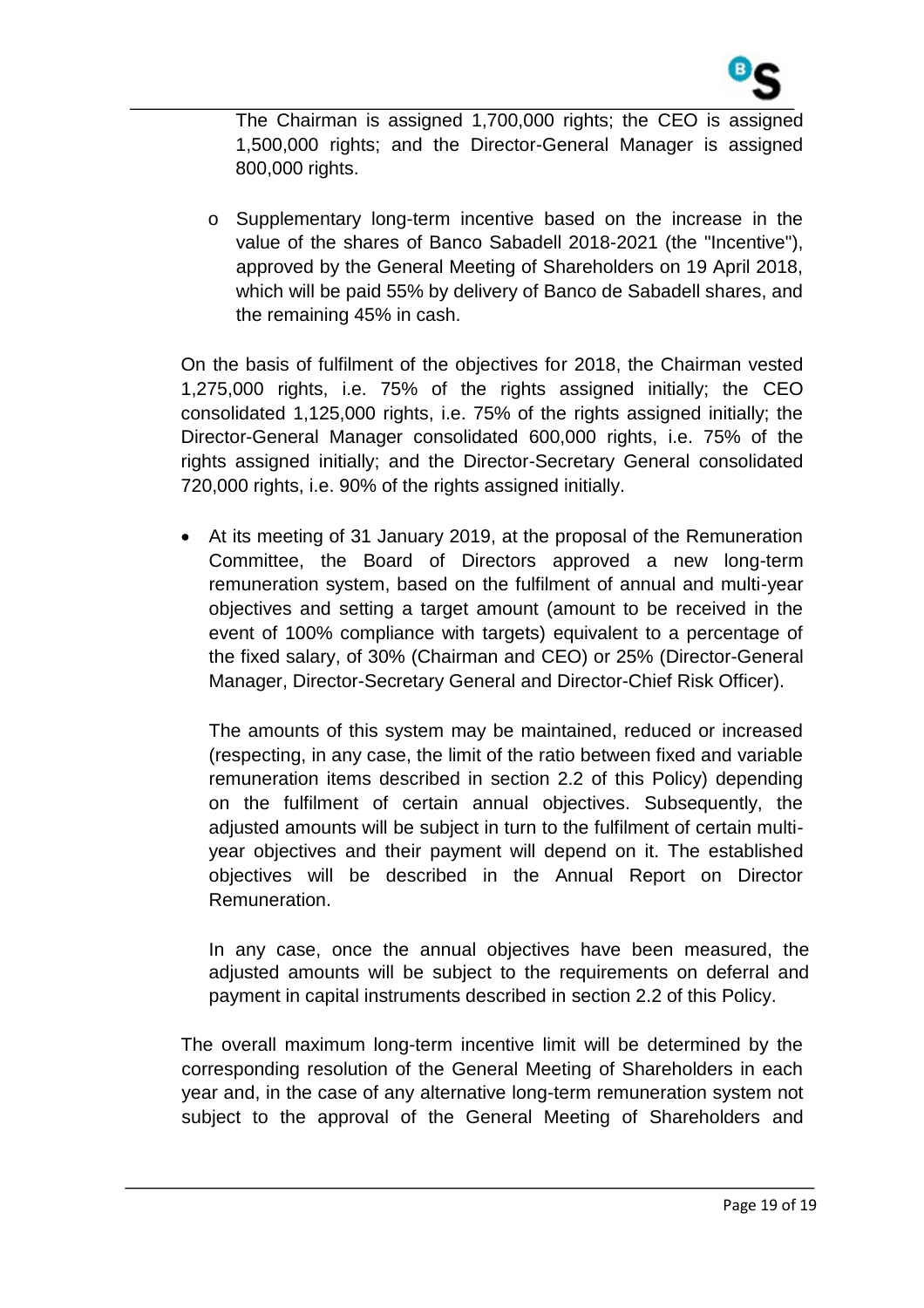The Chairman is assigned 1,700,000 rights; the CEO is assigned 1,500,000 rights; and the Director-General Manager is assigned 800,000 rights.

- Supplementary long-term incentive based on the increase in the value of the shares of Banco Sabadell 2018-2021 (the "Incentive"), approved by the General Meeting of Shareholders on 19 April 2018, which will be paid 55% by delivery of Banco de Sabadell shares, and the remaining 45% in cash.

On the basis of fulfilment of the objectives for 2018, the Chairman vested 1,275,000 rights, i.e. 75% of the rights assigned initially; the CEO consolidated 1,125,000 rights, i.e. 75% of the rights assigned initially; the Director-General Manager consolidated 600,000 rights, i.e. 75% of the rights assigned initially; and the Director-Secretary General consolidated 720,000 rights, i.e. 90% of the rights assigned initially.

- At its meeting of 31 January 2019, at the proposal of the Remuneration Committee, the Board of Directors approved a new long-term remuneration system, based on the fulfilment of annual and multi-year objectives and setting a target amount (amount to be received in the event of 100% compliance with targets) equivalent to a percentage of the fixed salary, of 30% (Chairman and CEO) or 25% (Director-General Manager, Director-Secretary General and Director-Chief Risk Officer).

  The amounts of this system may be maintained, reduced or increased (respecting, in any case, the limit of the ratio between fixed and variable remuneration items described in section 2.2 of this Policy) depending on the fulfilment of certain annual objectives. Subsequently, the adjusted amounts will be subject in turn to the fulfilment of certain multi-year objectives and their payment will depend on it. The established objectives will be described in the Annual Report on Director Remuneration.

  In any case, once the annual objectives have been measured, the adjusted amounts will be subject to the requirements on deferral and payment in capital instruments described in section 2.2 of this Policy.

The overall maximum long-term incentive limit will be determined by the corresponding resolution of the General Meeting of Shareholders in each year and, in the case of any alternative long-term remuneration system not subject to the approval of the General Meeting of Shareholders and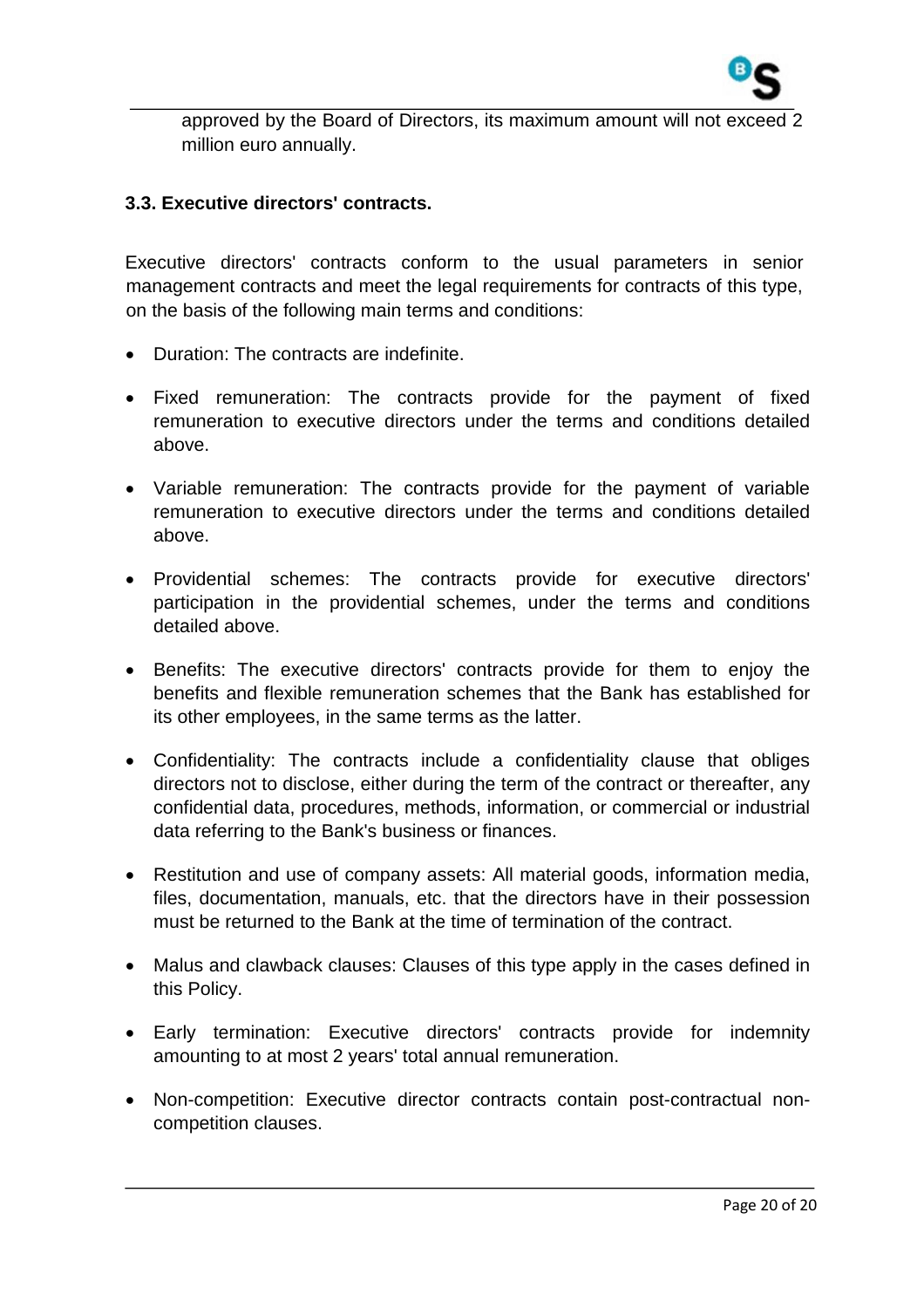approved by the Board of Directors, its maximum amount will not exceed 2 million euro annually.

### 3.3. Executive directors' contracts.

Executive directors' contracts conform to the usual parameters in senior management contracts and meet the legal requirements for contracts of this type, on the basis of the following main terms and conditions:

- Duration: The contracts are indefinite.
- Fixed remuneration: The contracts provide for the payment of fixed remuneration to executive directors under the terms and conditions detailed above.
- Variable remuneration: The contracts provide for the payment of variable remuneration to executive directors under the terms and conditions detailed above.
- Providential schemes: The contracts provide for executive directors' participation in the providential schemes, under the terms and conditions detailed above.
- Benefits: The executive directors' contracts provide for them to enjoy the benefits and flexible remuneration schemes that the Bank has established for its other employees, in the same terms as the latter.
- Confidentiality: The contracts include a confidentiality clause that obliges directors not to disclose, either during the term of the contract or thereafter, any confidential data, procedures, methods, information, or commercial or industrial data referring to the Bank's business or finances.
- Restitution and use of company assets: All material goods, information media, files, documentation, manuals, etc. that the directors have in their possession must be returned to the Bank at the time of termination of the contract.
- Malus and clawback clauses: Clauses of this type apply in the cases defined in this Policy.
- Early termination: Executive directors' contracts provide for indemnity amounting to at most 2 years' total annual remuneration.
- Non-competition: Executive director contracts contain post-contractual non-competition clauses.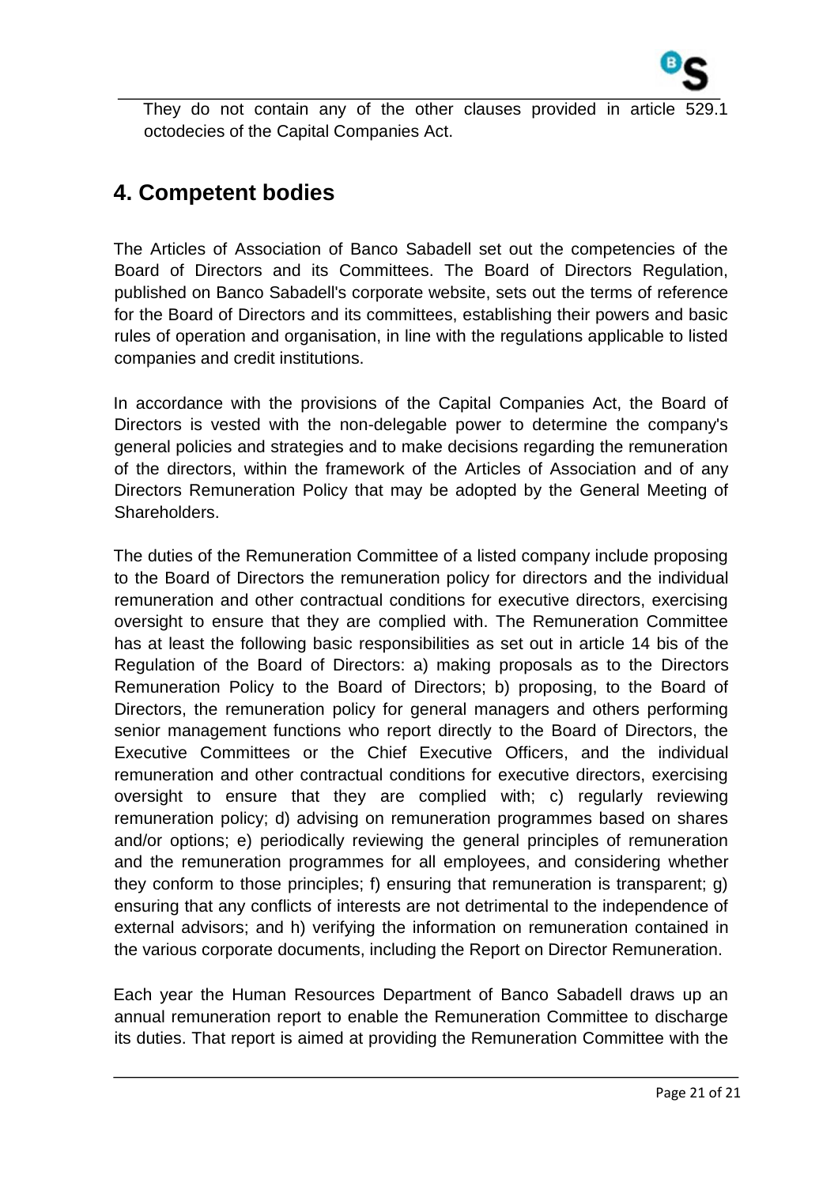They do not contain any of the other clauses provided in article 529.1 octodecies of the Capital Companies Act.

## 4. Competent bodies

The Articles of Association of Banco Sabadell set out the competencies of the Board of Directors and its Committees. The Board of Directors Regulation, published on Banco Sabadell's corporate website, sets out the terms of reference for the Board of Directors and its committees, establishing their powers and basic rules of operation and organisation, in line with the regulations applicable to listed companies and credit institutions.

In accordance with the provisions of the Capital Companies Act, the Board of Directors is vested with the non-delegable power to determine the company's general policies and strategies and to make decisions regarding the remuneration of the directors, within the framework of the Articles of Association and of any Directors Remuneration Policy that may be adopted by the General Meeting of Shareholders.

The duties of the Remuneration Committee of a listed company include proposing to the Board of Directors the remuneration policy for directors and the individual remuneration and other contractual conditions for executive directors, exercising oversight to ensure that they are complied with. The Remuneration Committee has at least the following basic responsibilities as set out in article 14 bis of the Regulation of the Board of Directors: a) making proposals as to the Directors Remuneration Policy to the Board of Directors; b) proposing, to the Board of Directors, the remuneration policy for general managers and others performing senior management functions who report directly to the Board of Directors, the Executive Committees or the Chief Executive Officers, and the individual remuneration and other contractual conditions for executive directors, exercising oversight to ensure that they are complied with; c) regularly reviewing remuneration policy; d) advising on remuneration programmes based on shares and/or options; e) periodically reviewing the general principles of remuneration and the remuneration programmes for all employees, and considering whether they conform to those principles; f) ensuring that remuneration is transparent; g) ensuring that any conflicts of interests are not detrimental to the independence of external advisors; and h) verifying the information on remuneration contained in the various corporate documents, including the Report on Director Remuneration.

Each year the Human Resources Department of Banco Sabadell draws up an annual remuneration report to enable the Remuneration Committee to discharge its duties. That report is aimed at providing the Remuneration Committee with the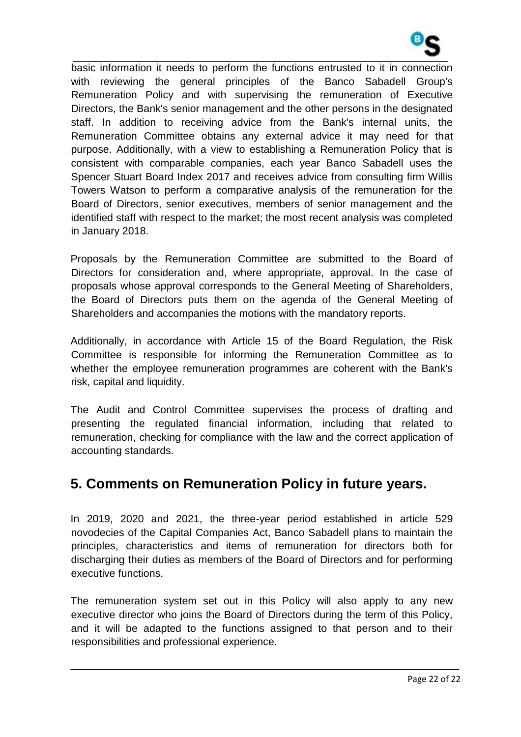basic information it needs to perform the functions entrusted to it in connection with reviewing the general principles of the Banco Sabadell Group's Remuneration Policy and with supervising the remuneration of Executive Directors, the Bank's senior management and the other persons in the designated staff. In addition to receiving advice from the Bank's internal units, the Remuneration Committee obtains any external advice it may need for that purpose. Additionally, with a view to establishing a Remuneration Policy that is consistent with comparable companies, each year Banco Sabadell uses the Spencer Stuart Board Index 2017 and receives advice from consulting firm Willis Towers Watson to perform a comparative analysis of the remuneration for the Board of Directors, senior executives, members of senior management and the identified staff with respect to the market; the most recent analysis was completed in January 2018.

Proposals by the Remuneration Committee are submitted to the Board of Directors for consideration and, where appropriate, approval. In the case of proposals whose approval corresponds to the General Meeting of Shareholders, the Board of Directors puts them on the agenda of the General Meeting of Shareholders and accompanies the motions with the mandatory reports.

Additionally, in accordance with Article 15 of the Board Regulation, the Risk Committee is responsible for informing the Remuneration Committee as to whether the employee remuneration programmes are coherent with the Bank's risk, capital and liquidity.

The Audit and Control Committee supervises the process of drafting and presenting the regulated financial information, including that related to remuneration, checking for compliance with the law and the correct application of accounting standards.

## 5. Comments on Remuneration Policy in future years.

In 2019, 2020 and 2021, the three-year period established in article 529 novodecies of the Capital Companies Act, Banco Sabadell plans to maintain the principles, characteristics and items of remuneration for directors both for discharging their duties as members of the Board of Directors and for performing executive functions.

The remuneration system set out in this Policy will also apply to any new executive director who joins the Board of Directors during the term of this Policy, and it will be adapted to the functions assigned to that person and to their responsibilities and professional experience.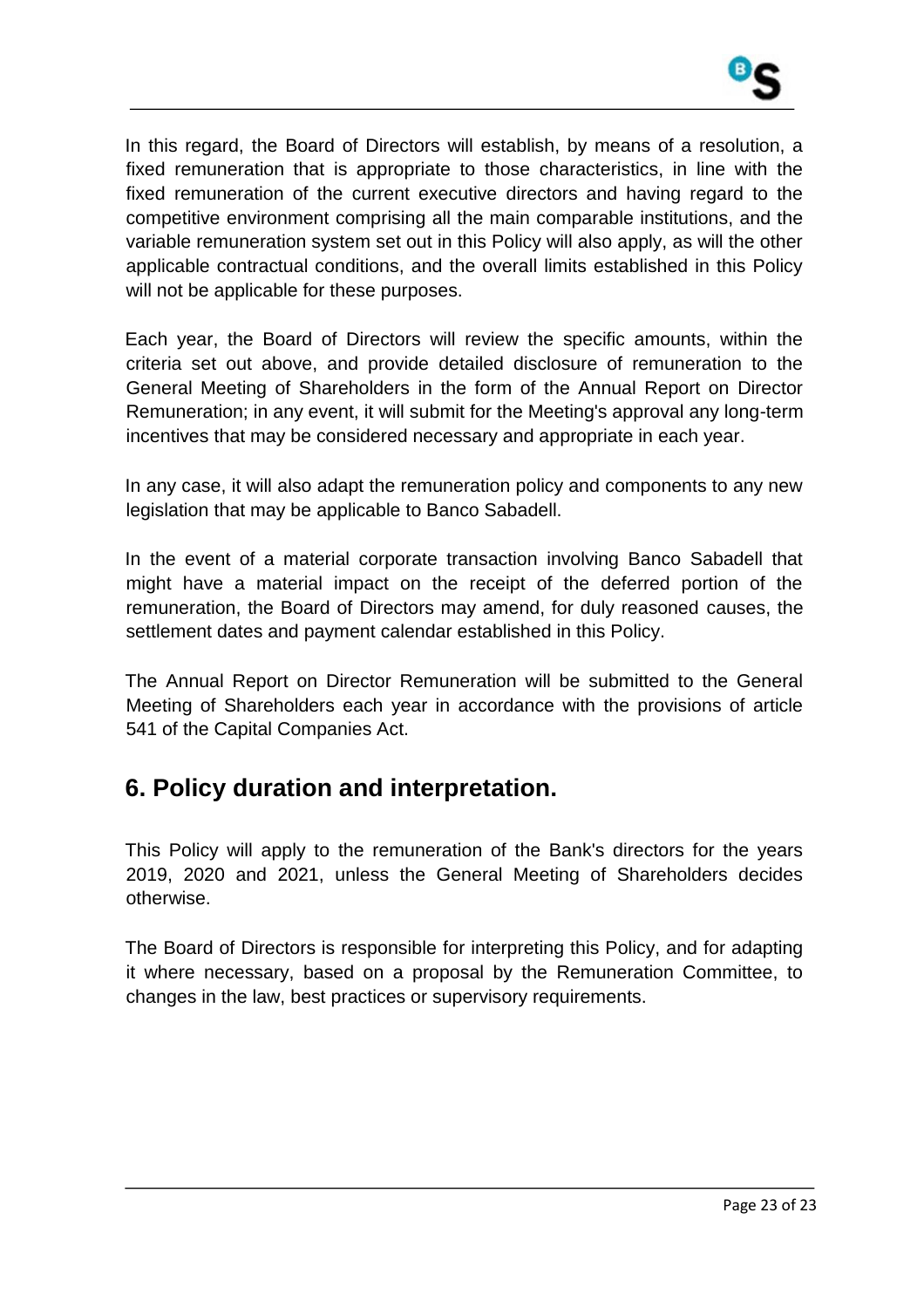In this regard, the Board of Directors will establish, by means of a resolution, a fixed remuneration that is appropriate to those characteristics, in line with the fixed remuneration of the current executive directors and having regard to the competitive environment comprising all the main comparable institutions, and the variable remuneration system set out in this Policy will also apply, as will the other applicable contractual conditions, and the overall limits established in this Policy will not be applicable for these purposes.

Each year, the Board of Directors will review the specific amounts, within the criteria set out above, and provide detailed disclosure of remuneration to the General Meeting of Shareholders in the form of the Annual Report on Director Remuneration; in any event, it will submit for the Meeting's approval any long-term incentives that may be considered necessary and appropriate in each year.

In any case, it will also adapt the remuneration policy and components to any new legislation that may be applicable to Banco Sabadell.

In the event of a material corporate transaction involving Banco Sabadell that might have a material impact on the receipt of the deferred portion of the remuneration, the Board of Directors may amend, for duly reasoned causes, the settlement dates and payment calendar established in this Policy.

The Annual Report on Director Remuneration will be submitted to the General Meeting of Shareholders each year in accordance with the provisions of article 541 of the Capital Companies Act.

## 6. Policy duration and interpretation.

This Policy will apply to the remuneration of the Bank's directors for the years 2019, 2020 and 2021, unless the General Meeting of Shareholders decides otherwise.

The Board of Directors is responsible for interpreting this Policy, and for adapting it where necessary, based on a proposal by the Remuneration Committee, to changes in the law, best practices or supervisory requirements.